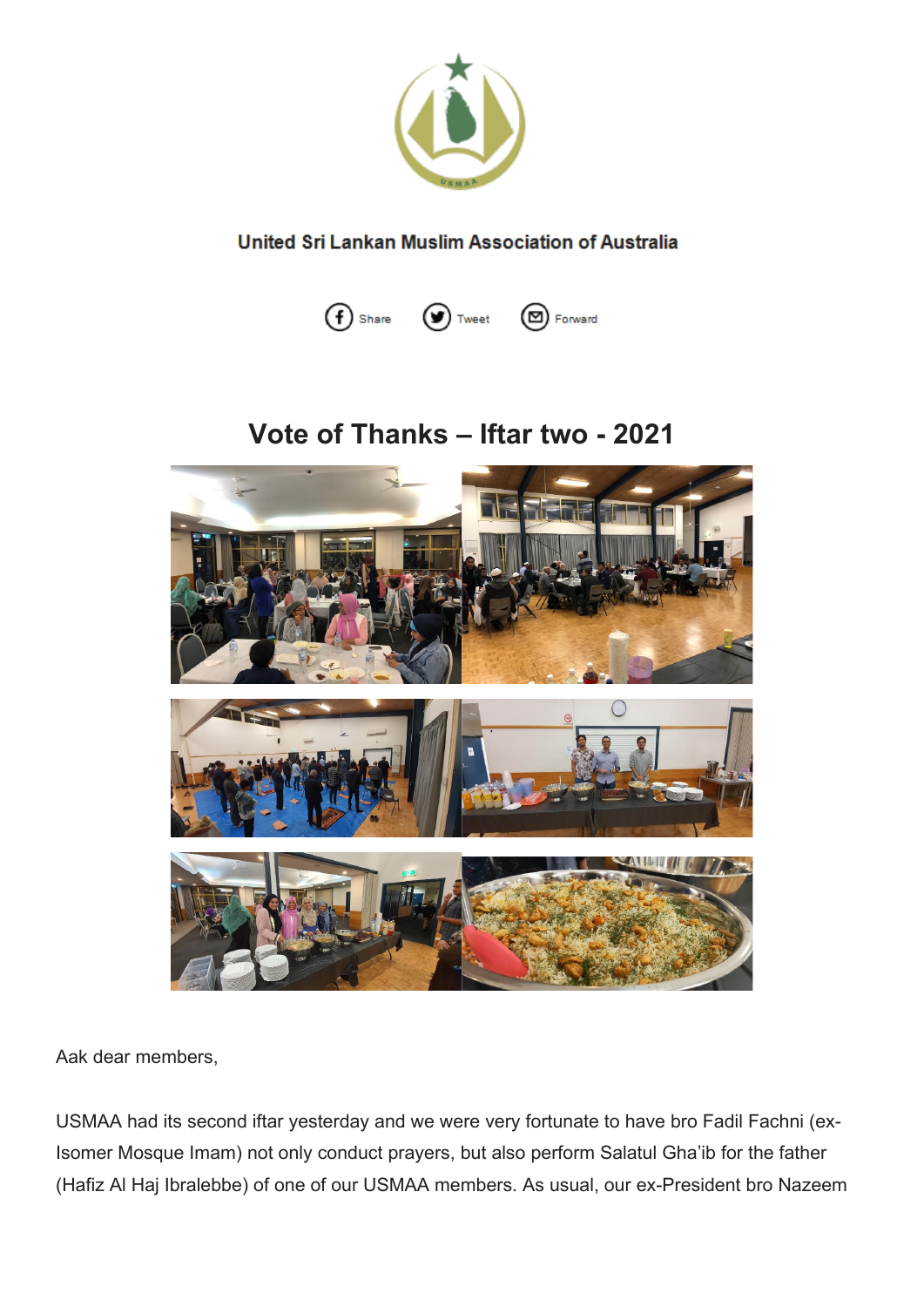United Sri Lankan Muslim Association of Australia

Share Tweet Forward

# Vote of Thanks – Iftar two - 2021

Aak dear members,

USMAA had its second iftar yesterday and we were very fortunate to have bro Fadil Fachni (ex-Isomer Mosque Imam) not only conduct prayers, but also perform Salatul Gha'ib for the father (Hafiz Al Haj Ibralebbe) of one of our USMAA members. As usual, our ex-President bro Nazeem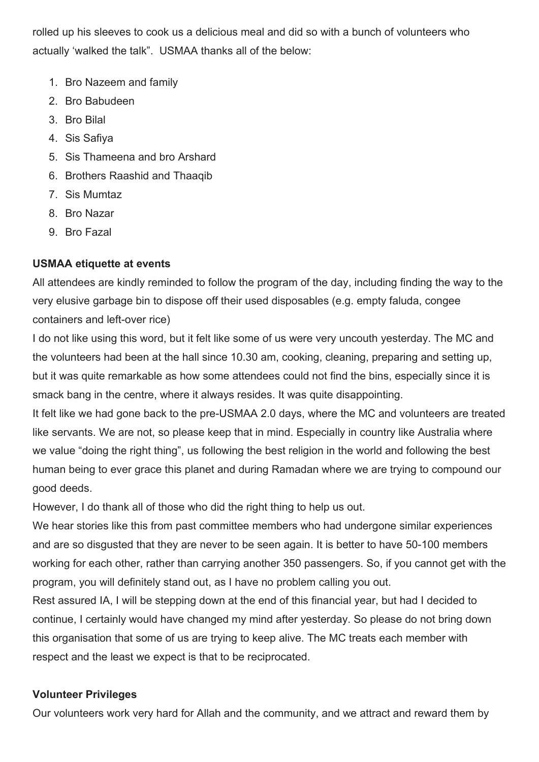rolled up his sleeves to cook us a delicious meal and did so with a bunch of volunteers who actually 'walked the talk". USMAA thanks all of the below:

1. Bro Nazeem and family
2. Bro Babudeen
3. Bro Bilal
4. Sis Safiya
5. Sis Thameena and bro Arshard
6. Brothers Raashid and Thaaqib
7. Sis Mumtaz
8. Bro Nazar
9. Bro Fazal

**USMAA etiquette at events**

All attendees are kindly reminded to follow the program of the day, including finding the way to the very elusive garbage bin to dispose off their used disposables (e.g. empty faluda, congee containers and left-over rice)

I do not like using this word, but it felt like some of us were very uncouth yesterday. The MC and the volunteers had been at the hall since 10.30 am, cooking, cleaning, preparing and setting up, but it was quite remarkable as how some attendees could not find the bins, especially since it is smack bang in the centre, where it always resides. It was quite disappointing.

It felt like we had gone back to the pre-USMAA 2.0 days, where the MC and volunteers are treated like servants. We are not, so please keep that in mind. Especially in country like Australia where we value "doing the right thing", us following the best religion in the world and following the best human being to ever grace this planet and during Ramadan where we are trying to compound our good deeds.

However, I do thank all of those who did the right thing to help us out.

We hear stories like this from past committee members who had undergone similar experiences and are so disgusted that they are never to be seen again. It is better to have 50-100 members working for each other, rather than carrying another 350 passengers. So, if you cannot get with the program, you will definitely stand out, as I have no problem calling you out.

Rest assured IA, I will be stepping down at the end of this financial year, but had I decided to continue, I certainly would have changed my mind after yesterday. So please do not bring down this organisation that some of us are trying to keep alive. The MC treats each member with respect and the least we expect is that to be reciprocated.

**Volunteer Privileges**

Our volunteers work very hard for Allah and the community, and we attract and reward them by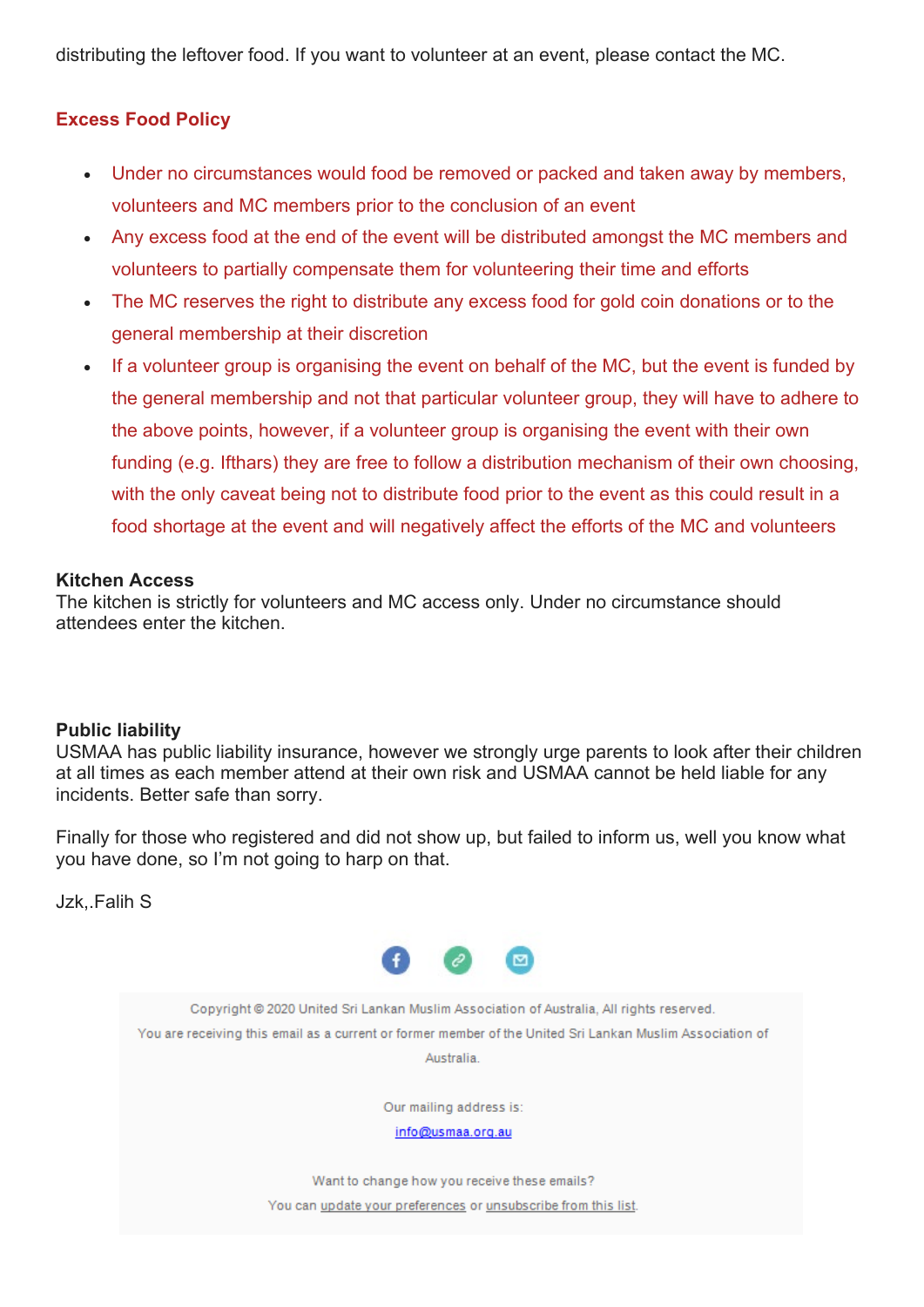distributing the leftover food. If you want to volunteer at an event, please contact the MC.

### Excess Food Policy

- Under no circumstances would food be removed or packed and taken away by members, volunteers and MC members prior to the conclusion of an event
- Any excess food at the end of the event will be distributed amongst the MC members and volunteers to partially compensate them for volunteering their time and efforts
- The MC reserves the right to distribute any excess food for gold coin donations or to the general membership at their discretion
- If a volunteer group is organising the event on behalf of the MC, but the event is funded by the general membership and not that particular volunteer group, they will have to adhere to the above points, however, if a volunteer group is organising the event with their own funding (e.g. Ifthars) they are free to follow a distribution mechanism of their own choosing, with the only caveat being not to distribute food prior to the event as this could result in a food shortage at the event and will negatively affect the efforts of the MC and volunteers

**Kitchen Access**
The kitchen is strictly for volunteers and MC access only. Under no circumstance should attendees enter the kitchen.

**Public liability**
USMAA has public liability insurance, however we strongly urge parents to look after their children at all times as each member attend at their own risk and USMAA cannot be held liable for any incidents. Better safe than sorry.

Finally for those who registered and did not show up, but failed to inform us, well you know what you have done, so I'm not going to harp on that.

Jzk,.Falih S

Copyright © 2020 United Sri Lankan Muslim Association of Australia, All rights reserved.
You are receiving this email as a current or former member of the United Sri Lankan Muslim Association of Australia.

Our mailing address is:
info@usmaa.org.au

Want to change how you receive these emails?
You can update your preferences or unsubscribe from this list.